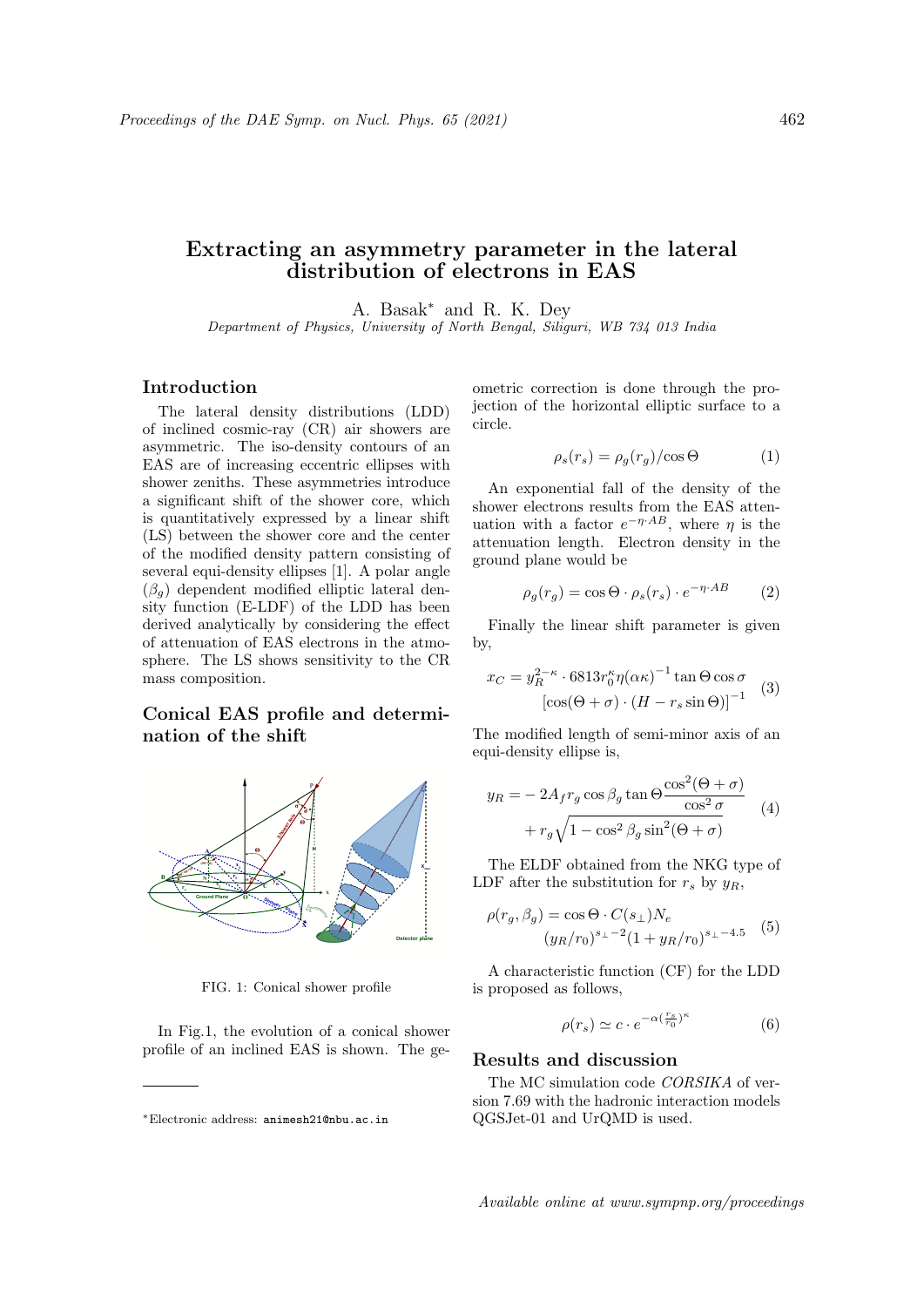# Extracting an asymmetry parameter in the lateral distribution of electrons in EAS

A. Basak* and R. K. Dey

*Department of Physics, University of North Bengal, Siliguri, WB 734 013 India*

## Introduction

The lateral density distributions (LDD) of inclined cosmic-ray (CR) air showers are asymmetric. The iso-density contours of an EAS are of increasing eccentric ellipses with shower zeniths. These asymmetries introduce a significant shift of the shower core, which is quantitatively expressed by a linear shift (LS) between the shower core and the center of the modified density pattern consisting of several equi-density ellipses [1]. A polar angle ($\beta_g$) dependent modified elliptic lateral density function (E-LDF) of the LDD has been derived analytically by considering the effect of attenuation of EAS electrons in the atmosphere. The LS shows sensitivity to the CR mass composition.

## Conical EAS profile and determination of the shift

FIG. 1: Conical shower profile

In Fig.1, the evolution of a conical shower profile of an inclined EAS is shown. The geometric correction is done through the projection of the horizontal elliptic surface to a circle.

$$\rho_s(r_s) = \rho_g(r_g)/\cos\Theta \tag{1}$$

An exponential fall of the density of the shower electrons results from the EAS attenuation with a factor $e^{-\eta \cdot AB}$, where $\eta$ is the attenuation length. Electron density in the ground plane would be

$$\rho_g(r_g) = \cos\Theta \cdot \rho_s(r_s) \cdot e^{-\eta \cdot AB} \tag{2}$$

Finally the linear shift parameter is given by,

$$x_C = y_R^{2-\kappa} \cdot 6813 r_0^{\kappa} \eta (\alpha\kappa)^{-1} \tan\Theta \cos\sigma \left[\cos(\Theta+\sigma) \cdot (H - r_s \sin\Theta)\right]^{-1} \tag{3}$$

The modified length of semi-minor axis of an equi-density ellipse is,

$$y_R = -2A_f r_g \cos\beta_g \tan\Theta \frac{\cos^2(\Theta+\sigma)}{\cos^2\sigma} + r_g\sqrt{1-\cos^2\beta_g \sin^2(\Theta+\sigma)} \tag{4}$$

The ELDF obtained from the NKG type of LDF after the substitution for $r_s$ by $y_R$,

$$\rho(r_g, \beta_g) = \cos\Theta \cdot C(s_\perp) N_e (y_R/r_0)^{s_\perp - 2} (1 + y_R/r_0)^{s_\perp - 4.5} \tag{5}$$

A characteristic function (CF) for the LDD is proposed as follows,

$$\rho(r_s) \simeq c \cdot e^{-\alpha(\frac{r_s}{r_0})^{\kappa}} \tag{6}$$

## Results and discussion

The MC simulation code *CORSIKA* of version 7.69 with the hadronic interaction models QGSJet-01 and UrQMD is used.

*Electronic address: animesh21@nbu.ac.in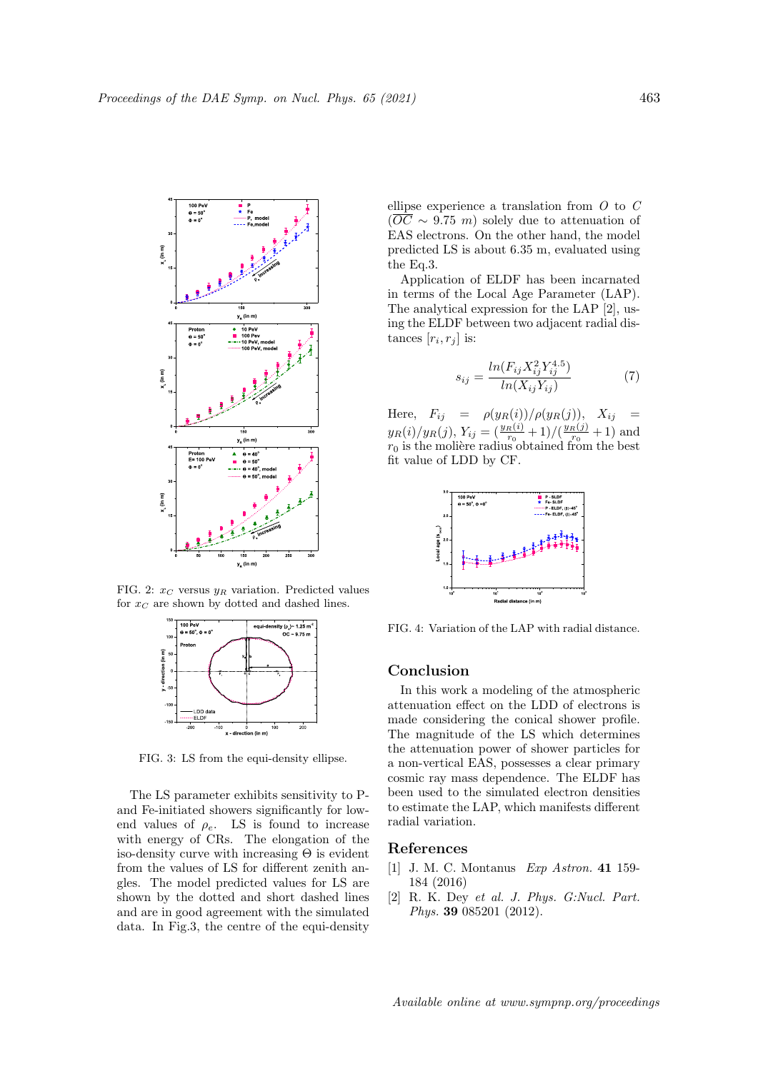100 PeV
Θ = 50°
Φ = 0°
P
Fe
P, model
Fe,model
$x_C$ (in m)
$y_R$ (in m)
$\rho_e$ increasing

Proton
Θ = 50°
Φ = 0°
10 PeV
100 Pev
10 PeV, model
100 PeV, model
$x_C$ (in m)
$y_R$ (in m)
$\rho_e$ increasing

Proton
E= 100 PeV
Φ = 0°
Θ = 40°
Θ = 50°
Θ = 40°, model
Θ = 50°, model
$x_C$ (in m)
$y_R$ (in m)
$\rho_e$ increasing

FIG. 2: $x_C$ versus $y_R$ variation. Predicted values for $x_C$ are shown by dotted and dashed lines.

100 PeV
Θ = 50°, Φ = 0°
Proton
equi-density ($\rho_e$)~ 1.25 m$^{-2}$
OC ~ 9.75 m
LDD data
ELDF
y - direction (in m)
x - direction (in m)

FIG. 3: LS from the equi-density ellipse.

The LS parameter exhibits sensitivity to P- and Fe-initiated showers significantly for low-end values of $\rho_e$. LS is found to increase with energy of CRs. The elongation of the iso-density curve with increasing $\Theta$ is evident from the values of LS for different zenith angles. The model predicted values for LS are shown by the dotted and short dashed lines and are in good agreement with the simulated data. In Fig.3, the centre of the equi-density ellipse experience a translation from $O$ to $C$ ($\overline{OC} \sim 9.75$ $m$) solely due to attenuation of EAS electrons. On the other hand, the model predicted LS is about 6.35 m, evaluated using the Eq.3.

Application of ELDF has been incarnated in terms of the Local Age Parameter (LAP). The analytical expression for the LAP [2], using the ELDF between two adjacent radial distances $[r_i, r_j]$ is:

$$s_{ij} = \frac{ln(F_{ij} X_{ij}^2 Y_{ij}^{4.5})}{ln(X_{ij} Y_{ij})} \tag{7}$$

Here, $F_{ij} = \rho(y_R(i))/\rho(y_R(j))$, $X_{ij} = y_R(i)/y_R(j)$, $Y_{ij} = (\frac{y_R(i)}{r_0}+1)/(\frac{y_R(j)}{r_0}+1)$ and $r_0$ is the molière radius obtained from the best fit value of LDD by CF.

100 PeV
Θ = 50°, Φ = 0°
P - SLDF
Fe- SLDF
P - ELDF, (β)~45°
Fe- ELDF, (β)~45°
Local age ($s_{local}$)
Radial distance (in m)

FIG. 4: Variation of the LAP with radial distance.

## Conclusion

In this work a modeling of the atmospheric attenuation effect on the LDD of electrons is made considering the conical shower profile. The magnitude of the LS which determines the attenuation power of shower particles for a non-vertical EAS, possesses a clear primary cosmic ray mass dependence. The ELDF has been used to the simulated electron densities to estimate the LAP, which manifests different radial variation.

## References

[1] J. M. C. Montanus *Exp Astron.* **41** 159-184 (2016)

[2] R. K. Dey *et al. J. Phys. G:Nucl. Part. Phys.* **39** 085201 (2012).